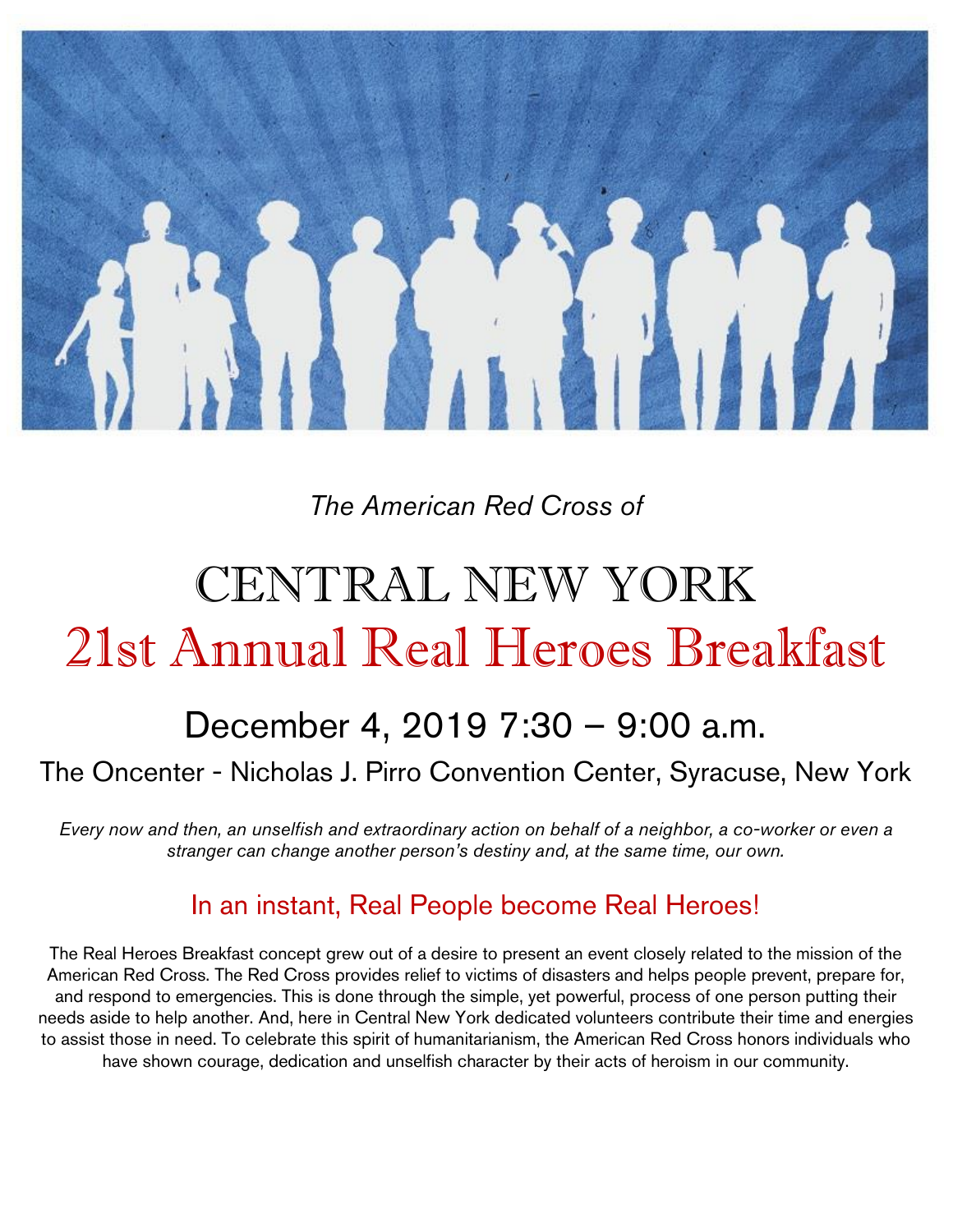*The American Red Cross of*

# CENTRAL NEW YORK

# 21st Annual Real Heroes Breakfast

## December 4, 2019 7:30 – 9:00 a.m.

### The Oncenter - Nicholas J. Pirro Convention Center, Syracuse, New York

*Every now and then, an unselfish and extraordinary action on behalf of a neighbor, a co-worker or even a stranger can change another person's destiny and, at the same time, our own.*

## In an instant, Real People become Real Heroes!

The Real Heroes Breakfast concept grew out of a desire to present an event closely related to the mission of the American Red Cross. The Red Cross provides relief to victims of disasters and helps people prevent, prepare for, and respond to emergencies. This is done through the simple, yet powerful, process of one person putting their needs aside to help another. And, here in Central New York dedicated volunteers contribute their time and energies to assist those in need. To celebrate this spirit of humanitarianism, the American Red Cross honors individuals who have shown courage, dedication and unselfish character by their acts of heroism in our community.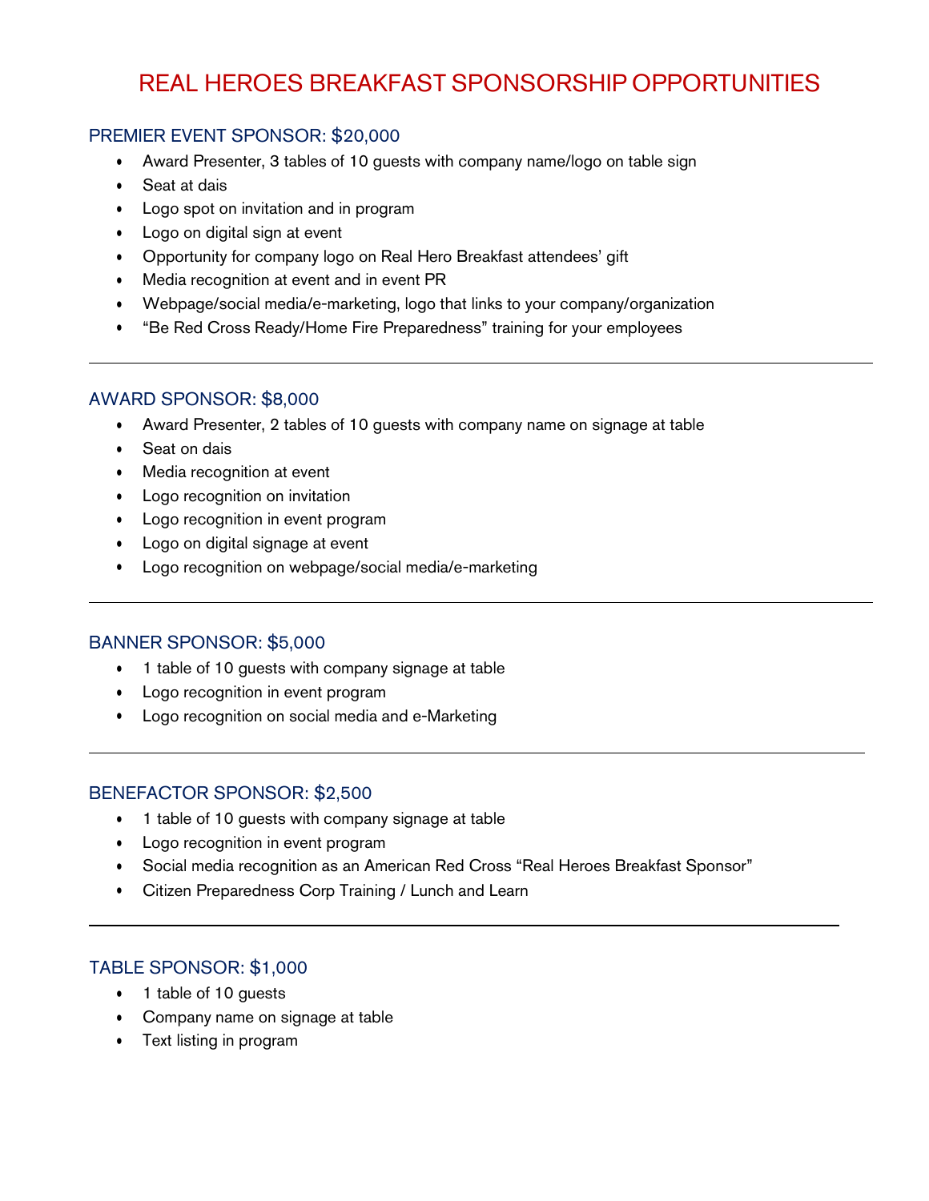# REAL HEROES BREAKFAST SPONSORSHIP OPPORTUNITIES

## PREMIER EVENT SPONSOR: $20,000

- Award Presenter, 3 tables of 10 guests with company name/logo on table sign
- Seat at dais
- Logo spot on invitation and in program
- Logo on digital sign at event
- Opportunity for company logo on Real Hero Breakfast attendees' gift
- Media recognition at event and in event PR
- Webpage/social media/e-marketing, logo that links to your company/organization
- "Be Red Cross Ready/Home Fire Preparedness" training for your employees

---

## AWARD SPONSOR: $8,000

- Award Presenter, 2 tables of 10 guests with company name on signage at table
- Seat on dais
- Media recognition at event
- Logo recognition on invitation
- Logo recognition in event program
- Logo on digital signage at event
- Logo recognition on webpage/social media/e-marketing

---

## BANNER SPONSOR: $5,000

- 1 table of 10 guests with company signage at table
- Logo recognition in event program
- Logo recognition on social media and e-Marketing

---

## BENEFACTOR SPONSOR: $2,500

- 1 table of 10 guests with company signage at table
- Logo recognition in event program
- Social media recognition as an American Red Cross "Real Heroes Breakfast Sponsor"
- Citizen Preparedness Corp Training / Lunch and Learn

---

## TABLE SPONSOR: $1,000

- 1 table of 10 guests
- Company name on signage at table
- Text listing in program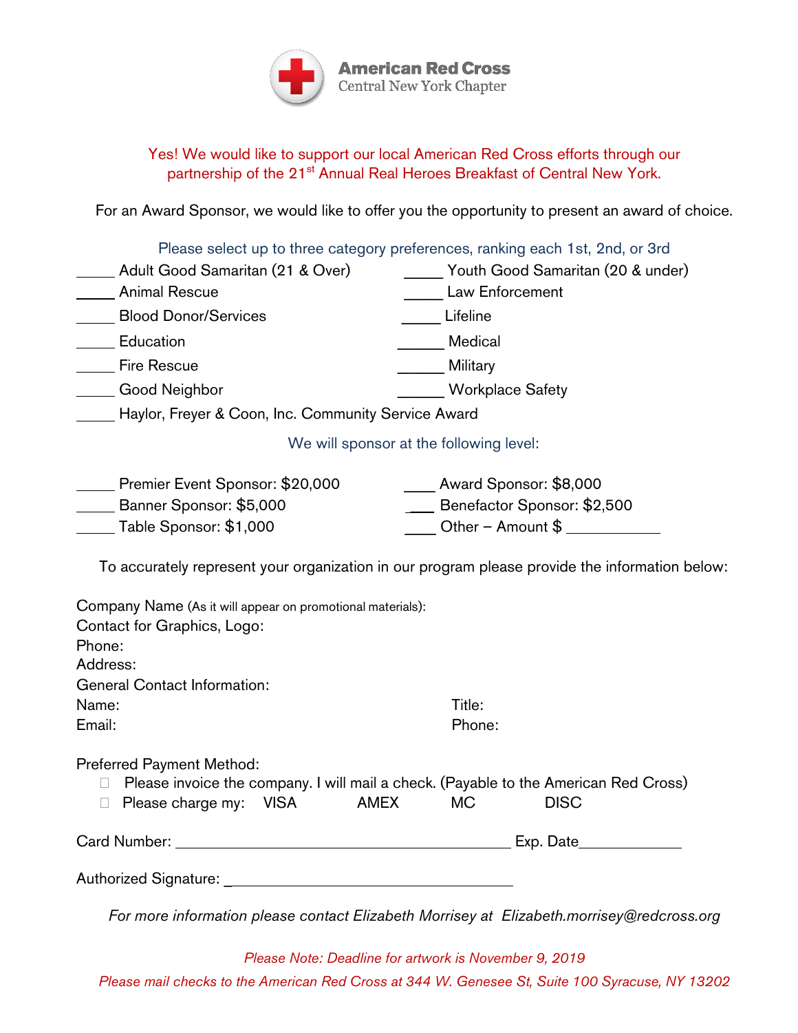**American Red Cross**
Central New York Chapter

Yes! We would like to support our local American Red Cross efforts through our partnership of the 21st Annual Real Heroes Breakfast of Central New York.

For an Award Sponsor, we would like to offer you the opportunity to present an award of choice.

Please select up to three category preferences, ranking each 1st, 2nd, or 3rd

_____ Adult Good Samaritan (21 & Over)
_____ Animal Rescue
_____ Blood Donor/Services
_____ Education
_____ Fire Rescue
_____ Good Neighbor
_____ Youth Good Samaritan (20 & under)
_____ Law Enforcement
_____ Lifeline
______ Medical
______ Military
______ Workplace Safety
_____ Haylor, Freyer & Coon, Inc. Community Service Award

We will sponsor at the following level:

_____ Premier Event Sponsor: $20,000
_____ Banner Sponsor: $5,000
_____ Table Sponsor: $1,000
____ Award Sponsor: $8,000
____ Benefactor Sponsor: $2,500
____ Other – Amount $ ___________

To accurately represent your organization in our program please provide the information below:

Company Name (As it will appear on promotional materials):
Contact for Graphics, Logo:
Phone:
Address:
General Contact Information:
Name: Title:
Email: Phone:

Preferred Payment Method:

- ☐ Please invoice the company. I will mail a check. (Payable to the American Red Cross)
- ☐ Please charge my: VISA AMEX MC DISC

Card Number: ________________________________________ Exp. Date____________

Authorized Signature: ___________________________________

*For more information please contact Elizabeth Morrisey at Elizabeth.morrisey@redcross.org*

*Please Note: Deadline for artwork is November 9, 2019*

*Please mail checks to the American Red Cross at 344 W. Genesee St, Suite 100 Syracuse, NY 13202*